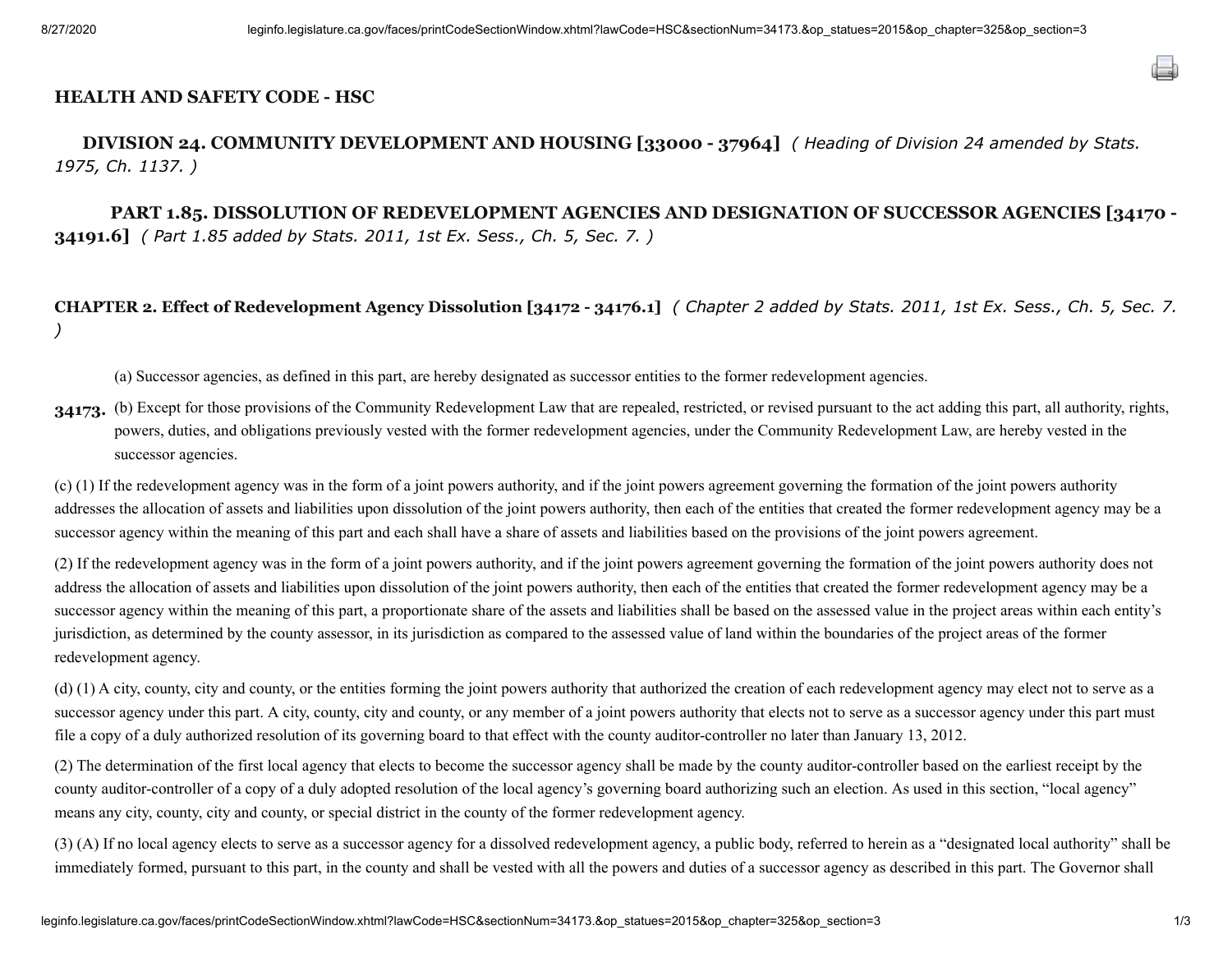# HEALTH AND SAFETY CODE - HSC

## DIVISION 24. COMMUNITY DEVELOPMENT AND HOUSING [33000 - 37964] *( Heading of Division 24 amended by Stats. 1975, Ch. 1137. )*

### PART 1.85. DISSOLUTION OF REDEVELOPMENT AGENCIES AND DESIGNATION OF SUCCESSOR AGENCIES [34170 - 34191.6] *( Part 1.85 added by Stats. 2011, 1st Ex. Sess., Ch. 5, Sec. 7. )*

#### CHAPTER 2. Effect of Redevelopment Agency Dissolution [34172 - 34176.1] *( Chapter 2 added by Stats. 2011, 1st Ex. Sess., Ch. 5, Sec. 7. )*

**34173.** (a) Successor agencies, as defined in this part, are hereby designated as successor entities to the former redevelopment agencies.

(b) Except for those provisions of the Community Redevelopment Law that are repealed, restricted, or revised pursuant to the act adding this part, all authority, rights, powers, duties, and obligations previously vested with the former redevelopment agencies, under the Community Redevelopment Law, are hereby vested in the successor agencies.

(c) (1) If the redevelopment agency was in the form of a joint powers authority, and if the joint powers agreement governing the formation of the joint powers authority addresses the allocation of assets and liabilities upon dissolution of the joint powers authority, then each of the entities that created the former redevelopment agency may be a successor agency within the meaning of this part and each shall have a share of assets and liabilities based on the provisions of the joint powers agreement.

(2) If the redevelopment agency was in the form of a joint powers authority, and if the joint powers agreement governing the formation of the joint powers authority does not address the allocation of assets and liabilities upon dissolution of the joint powers authority, then each of the entities that created the former redevelopment agency may be a successor agency within the meaning of this part, a proportionate share of the assets and liabilities shall be based on the assessed value in the project areas within each entity's jurisdiction, as determined by the county assessor, in its jurisdiction as compared to the assessed value of land within the boundaries of the project areas of the former redevelopment agency.

(d) (1) A city, county, city and county, or the entities forming the joint powers authority that authorized the creation of each redevelopment agency may elect not to serve as a successor agency under this part. A city, county, city and county, or any member of a joint powers authority that elects not to serve as a successor agency under this part must file a copy of a duly authorized resolution of its governing board to that effect with the county auditor-controller no later than January 13, 2012.

(2) The determination of the first local agency that elects to become the successor agency shall be made by the county auditor-controller based on the earliest receipt by the county auditor-controller of a copy of a duly adopted resolution of the local agency's governing board authorizing such an election. As used in this section, "local agency" means any city, county, city and county, or special district in the county of the former redevelopment agency.

(3) (A) If no local agency elects to serve as a successor agency for a dissolved redevelopment agency, a public body, referred to herein as a "designated local authority" shall be immediately formed, pursuant to this part, in the county and shall be vested with all the powers and duties of a successor agency as described in this part. The Governor shall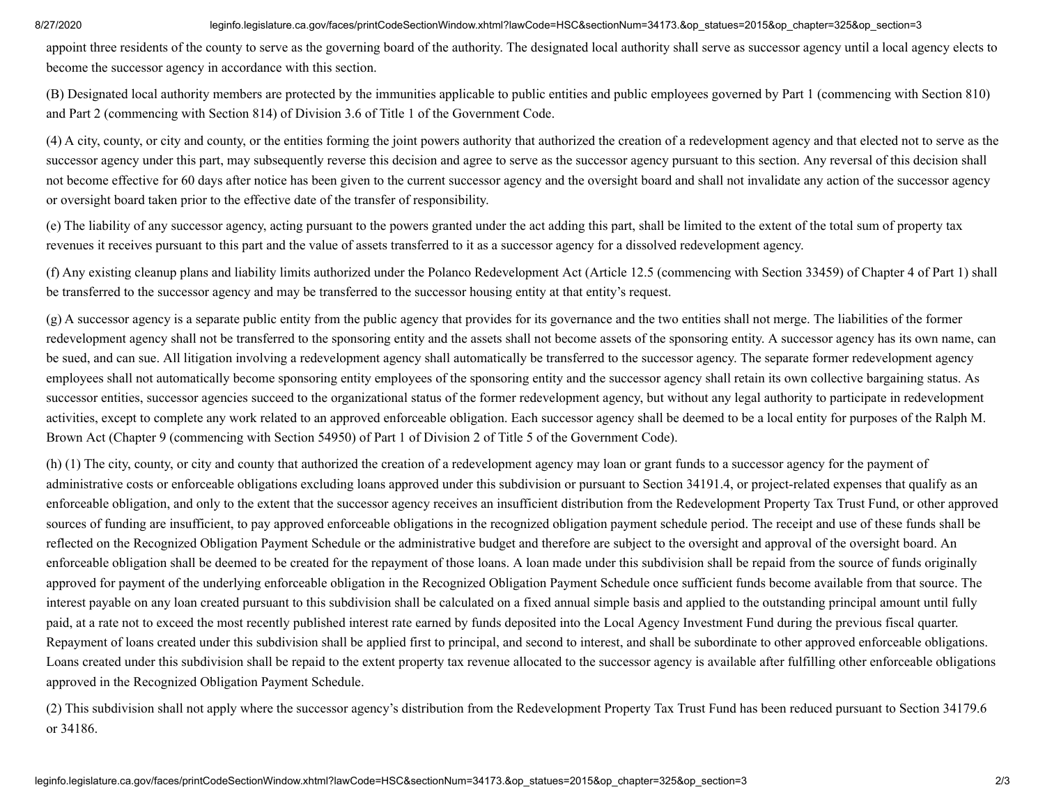appoint three residents of the county to serve as the governing board of the authority. The designated local authority shall serve as successor agency until a local agency elects to become the successor agency in accordance with this section.

(B) Designated local authority members are protected by the immunities applicable to public entities and public employees governed by Part 1 (commencing with Section 810) and Part 2 (commencing with Section 814) of Division 3.6 of Title 1 of the Government Code.

(4) A city, county, or city and county, or the entities forming the joint powers authority that authorized the creation of a redevelopment agency and that elected not to serve as the successor agency under this part, may subsequently reverse this decision and agree to serve as the successor agency pursuant to this section. Any reversal of this decision shall not become effective for 60 days after notice has been given to the current successor agency and the oversight board and shall not invalidate any action of the successor agency or oversight board taken prior to the effective date of the transfer of responsibility.

(e) The liability of any successor agency, acting pursuant to the powers granted under the act adding this part, shall be limited to the extent of the total sum of property tax revenues it receives pursuant to this part and the value of assets transferred to it as a successor agency for a dissolved redevelopment agency.

(f) Any existing cleanup plans and liability limits authorized under the Polanco Redevelopment Act (Article 12.5 (commencing with Section 33459) of Chapter 4 of Part 1) shall be transferred to the successor agency and may be transferred to the successor housing entity at that entity's request.

(g) A successor agency is a separate public entity from the public agency that provides for its governance and the two entities shall not merge. The liabilities of the former redevelopment agency shall not be transferred to the sponsoring entity and the assets shall not become assets of the sponsoring entity. A successor agency has its own name, can be sued, and can sue. All litigation involving a redevelopment agency shall automatically be transferred to the successor agency. The separate former redevelopment agency employees shall not automatically become sponsoring entity employees of the sponsoring entity and the successor agency shall retain its own collective bargaining status. As successor entities, successor agencies succeed to the organizational status of the former redevelopment agency, but without any legal authority to participate in redevelopment activities, except to complete any work related to an approved enforceable obligation. Each successor agency shall be deemed to be a local entity for purposes of the Ralph M. Brown Act (Chapter 9 (commencing with Section 54950) of Part 1 of Division 2 of Title 5 of the Government Code).

(h) (1) The city, county, or city and county that authorized the creation of a redevelopment agency may loan or grant funds to a successor agency for the payment of administrative costs or enforceable obligations excluding loans approved under this subdivision or pursuant to Section 34191.4, or project-related expenses that qualify as an enforceable obligation, and only to the extent that the successor agency receives an insufficient distribution from the Redevelopment Property Tax Trust Fund, or other approved sources of funding are insufficient, to pay approved enforceable obligations in the recognized obligation payment schedule period. The receipt and use of these funds shall be reflected on the Recognized Obligation Payment Schedule or the administrative budget and therefore are subject to the oversight and approval of the oversight board. An enforceable obligation shall be deemed to be created for the repayment of those loans. A loan made under this subdivision shall be repaid from the source of funds originally approved for payment of the underlying enforceable obligation in the Recognized Obligation Payment Schedule once sufficient funds become available from that source. The interest payable on any loan created pursuant to this subdivision shall be calculated on a fixed annual simple basis and applied to the outstanding principal amount until fully paid, at a rate not to exceed the most recently published interest rate earned by funds deposited into the Local Agency Investment Fund during the previous fiscal quarter. Repayment of loans created under this subdivision shall be applied first to principal, and second to interest, and shall be subordinate to other approved enforceable obligations. Loans created under this subdivision shall be repaid to the extent property tax revenue allocated to the successor agency is available after fulfilling other enforceable obligations approved in the Recognized Obligation Payment Schedule.

(2) This subdivision shall not apply where the successor agency's distribution from the Redevelopment Property Tax Trust Fund has been reduced pursuant to Section 34179.6 or 34186.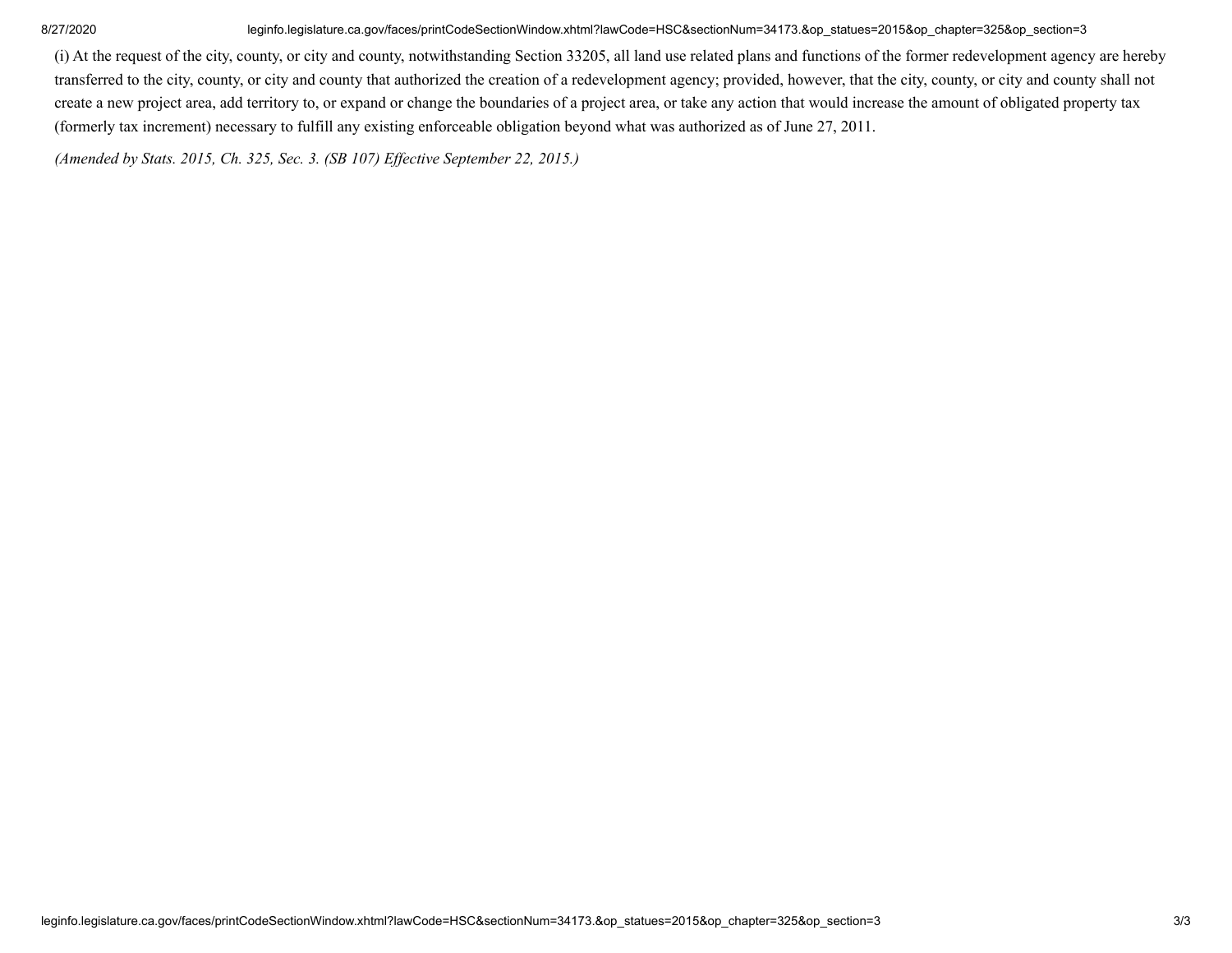(i) At the request of the city, county, or city and county, notwithstanding Section 33205, all land use related plans and functions of the former redevelopment agency are hereby transferred to the city, county, or city and county that authorized the creation of a redevelopment agency; provided, however, that the city, county, or city and county shall not create a new project area, add territory to, or expand or change the boundaries of a project area, or take any action that would increase the amount of obligated property tax (formerly tax increment) necessary to fulfill any existing enforceable obligation beyond what was authorized as of June 27, 2011.

*(Amended by Stats. 2015, Ch. 325, Sec. 3. (SB 107) Effective September 22, 2015.)*